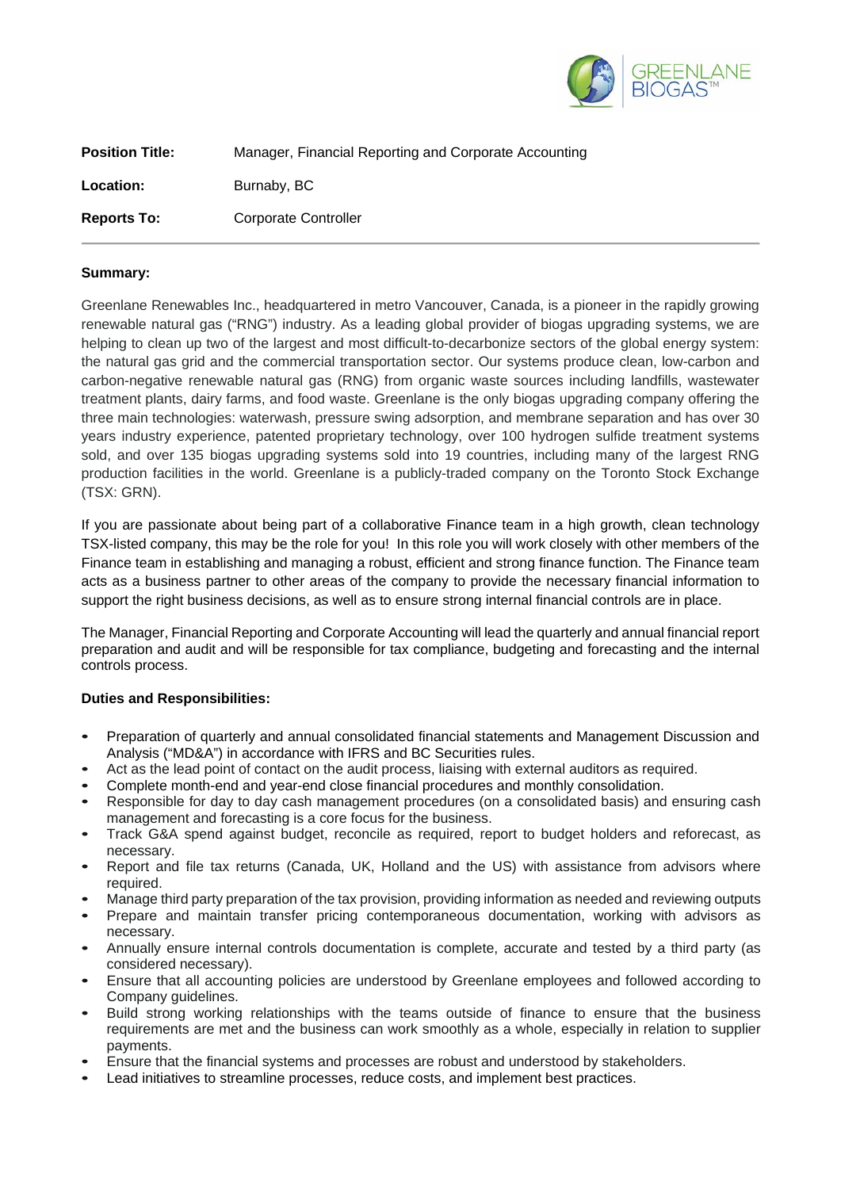GREENLANE BIOGAS™

| | |
|---|---|
| **Position Title:** | Manager, Financial Reporting and Corporate Accounting |
| **Location:** | Burnaby, BC |
| **Reports To:** | Corporate Controller |

**Summary:**

Greenlane Renewables Inc., headquartered in metro Vancouver, Canada, is a pioneer in the rapidly growing renewable natural gas ("RNG") industry. As a leading global provider of biogas upgrading systems, we are helping to clean up two of the largest and most difficult-to-decarbonize sectors of the global energy system: the natural gas grid and the commercial transportation sector. Our systems produce clean, low-carbon and carbon-negative renewable natural gas (RNG) from organic waste sources including landfills, wastewater treatment plants, dairy farms, and food waste. Greenlane is the only biogas upgrading company offering the three main technologies: waterwash, pressure swing adsorption, and membrane separation and has over 30 years industry experience, patented proprietary technology, over 100 hydrogen sulfide treatment systems sold, and over 135 biogas upgrading systems sold into 19 countries, including many of the largest RNG production facilities in the world. Greenlane is a publicly-traded company on the Toronto Stock Exchange (TSX: GRN).

If you are passionate about being part of a collaborative Finance team in a high growth, clean technology TSX-listed company, this may be the role for you! In this role you will work closely with other members of the Finance team in establishing and managing a robust, efficient and strong finance function. The Finance team acts as a business partner to other areas of the company to provide the necessary financial information to support the right business decisions, as well as to ensure strong internal financial controls are in place.

The Manager, Financial Reporting and Corporate Accounting will lead the quarterly and annual financial report preparation and audit and will be responsible for tax compliance, budgeting and forecasting and the internal controls process.

**Duties and Responsibilities:**

- Preparation of quarterly and annual consolidated financial statements and Management Discussion and Analysis ("MD&A") in accordance with IFRS and BC Securities rules.
- Act as the lead point of contact on the audit process, liaising with external auditors as required.
- Complete month-end and year-end close financial procedures and monthly consolidation.
- Responsible for day to day cash management procedures (on a consolidated basis) and ensuring cash management and forecasting is a core focus for the business.
- Track G&A spend against budget, reconcile as required, report to budget holders and reforecast, as necessary.
- Report and file tax returns (Canada, UK, Holland and the US) with assistance from advisors where required.
- Manage third party preparation of the tax provision, providing information as needed and reviewing outputs
- Prepare and maintain transfer pricing contemporaneous documentation, working with advisors as necessary.
- Annually ensure internal controls documentation is complete, accurate and tested by a third party (as considered necessary).
- Ensure that all accounting policies are understood by Greenlane employees and followed according to Company guidelines.
- Build strong working relationships with the teams outside of finance to ensure that the business requirements are met and the business can work smoothly as a whole, especially in relation to supplier payments.
- Ensure that the financial systems and processes are robust and understood by stakeholders.
- Lead initiatives to streamline processes, reduce costs, and implement best practices.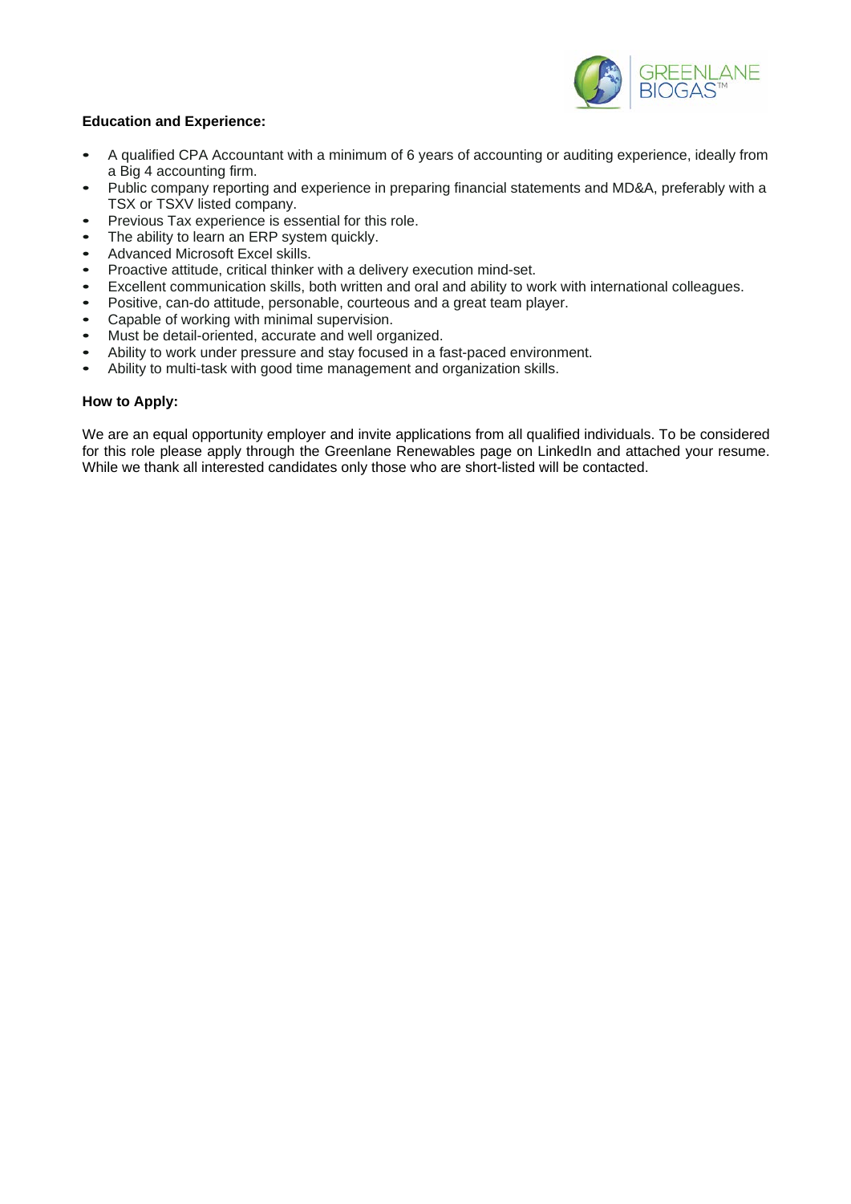**Education and Experience:**

- A qualified CPA Accountant with a minimum of 6 years of accounting or auditing experience, ideally from a Big 4 accounting firm.
- Public company reporting and experience in preparing financial statements and MD&A, preferably with a TSX or TSXV listed company.
- Previous Tax experience is essential for this role.
- The ability to learn an ERP system quickly.
- Advanced Microsoft Excel skills.
- Proactive attitude, critical thinker with a delivery execution mind-set.
- Excellent communication skills, both written and oral and ability to work with international colleagues.
- Positive, can-do attitude, personable, courteous and a great team player.
- Capable of working with minimal supervision.
- Must be detail-oriented, accurate and well organized.
- Ability to work under pressure and stay focused in a fast-paced environment.
- Ability to multi-task with good time management and organization skills.

**How to Apply:**

We are an equal opportunity employer and invite applications from all qualified individuals. To be considered for this role please apply through the Greenlane Renewables page on LinkedIn and attached your resume. While we thank all interested candidates only those who are short-listed will be contacted.